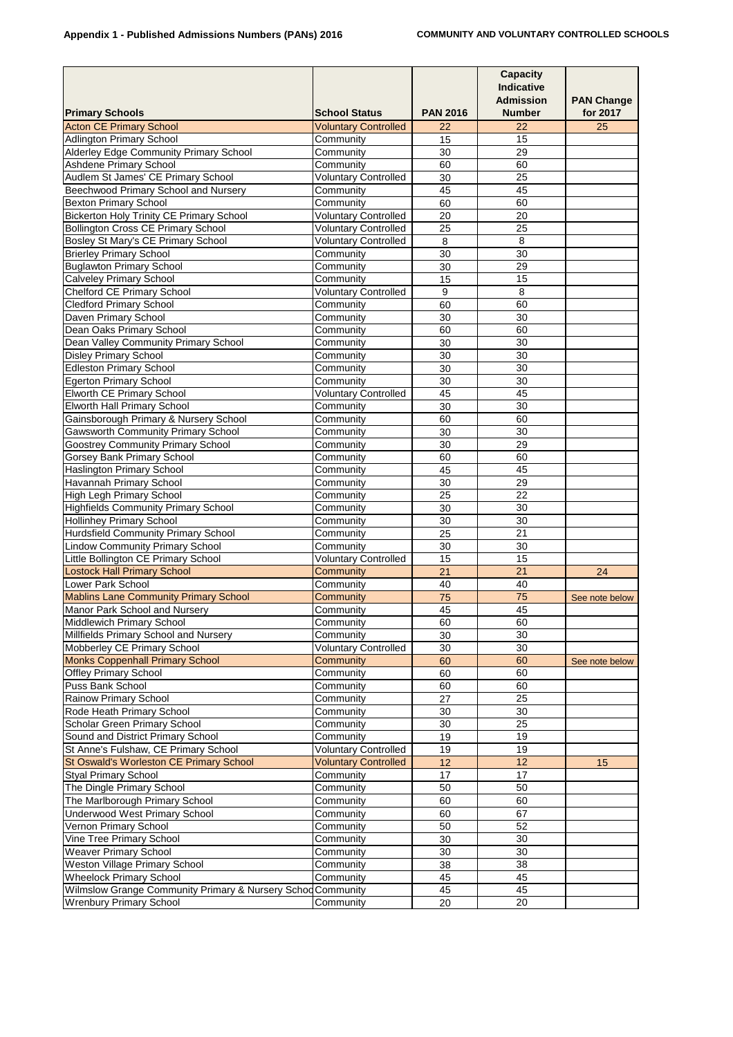**Appendix 1 - Published Admissions Numbers (PANs) 2016**

**COMMUNITY AND VOLUNTARY CONTROLLED SCHOOLS**

| Primary Schools | School Status | PAN 2016 | Capacity Indicative Admission Number | PAN Change for 2017 |
|---|---|---|---|---|
| Acton CE Primary School | Voluntary Controlled | 22 | 22 | 25 |
| Adlington Primary School | Community | 15 | 15 | |
| Alderley Edge Community Primary School | Community | 30 | 29 | |
| Ashdene Primary School | Community | 60 | 60 | |
| Audlem St James' CE Primary School | Voluntary Controlled | 30 | 25 | |
| Beechwood Primary School and Nursery | Community | 45 | 45 | |
| Bexton Primary School | Community | 60 | 60 | |
| Bickerton Holy Trinity CE Primary School | Voluntary Controlled | 20 | 20 | |
| Bollington Cross CE Primary School | Voluntary Controlled | 25 | 25 | |
| Bosley St Mary's CE Primary School | Voluntary Controlled | 8 | 8 | |
| Brierley Primary School | Community | 30 | 30 | |
| Buglawton Primary School | Community | 30 | 29 | |
| Calveley Primary School | Community | 15 | 15 | |
| Chelford CE Primary School | Voluntary Controlled | 9 | 8 | |
| Cledford Primary School | Community | 60 | 60 | |
| Daven Primary School | Community | 30 | 30 | |
| Dean Oaks Primary School | Community | 60 | 60 | |
| Dean Valley Community Primary School | Community | 30 | 30 | |
| Disley Primary School | Community | 30 | 30 | |
| Edleston Primary School | Community | 30 | 30 | |
| Egerton Primary School | Community | 30 | 30 | |
| Elworth CE Primary School | Voluntary Controlled | 45 | 45 | |
| Elworth Hall Primary School | Community | 30 | 30 | |
| Gainsborough Primary & Nursery School | Community | 60 | 60 | |
| Gawsworth Community Primary School | Community | 30 | 30 | |
| Goostrey Community Primary School | Community | 30 | 29 | |
| Gorsey Bank Primary School | Community | 60 | 60 | |
| Haslington Primary School | Community | 45 | 45 | |
| Havannah Primary School | Community | 30 | 29 | |
| High Legh Primary School | Community | 25 | 22 | |
| Highfields Community Primary School | Community | 30 | 30 | |
| Hollinhey Primary School | Community | 30 | 30 | |
| Hurdsfield Community Primary School | Community | 25 | 21 | |
| Lindow Community Primary School | Community | 30 | 30 | |
| Little Bollington CE Primary School | Voluntary Controlled | 15 | 15 | |
| Lostock Hall Primary School | Community | 21 | 21 | 24 |
| Lower Park School | Community | 40 | 40 | |
| Mablins Lane Community Primary School | Community | 75 | 75 | See note below |
| Manor Park School and Nursery | Community | 45 | 45 | |
| Middlewich Primary School | Community | 60 | 60 | |
| Millfields Primary School and Nursery | Community | 30 | 30 | |
| Mobberley CE Primary School | Voluntary Controlled | 30 | 30 | |
| Monks Coppenhall Primary School | Community | 60 | 60 | See note below |
| Offley Primary School | Community | 60 | 60 | |
| Puss Bank School | Community | 60 | 60 | |
| Rainow Primary School | Community | 27 | 25 | |
| Rode Heath Primary School | Community | 30 | 30 | |
| Scholar Green Primary School | Community | 30 | 25 | |
| Sound and District Primary School | Community | 19 | 19 | |
| St Anne's Fulshaw, CE Primary School | Voluntary Controlled | 19 | 19 | |
| St Oswald's Worleston CE Primary School | Voluntary Controlled | 12 | 12 | 15 |
| Styal Primary School | Community | 17 | 17 | |
| The Dingle Primary School | Community | 50 | 50 | |
| The Marlborough Primary School | Community | 60 | 60 | |
| Underwood West Primary School | Community | 60 | 67 | |
| Vernon Primary School | Community | 50 | 52 | |
| Vine Tree Primary School | Community | 30 | 30 | |
| Weaver Primary School | Community | 30 | 30 | |
| Weston Village Primary School | Community | 38 | 38 | |
| Wheelock Primary School | Community | 45 | 45 | |
| Wilmslow Grange Community Primary & Nursery School | Community | 45 | 45 | |
| Wrenbury Primary School | Community | 20 | 20 | |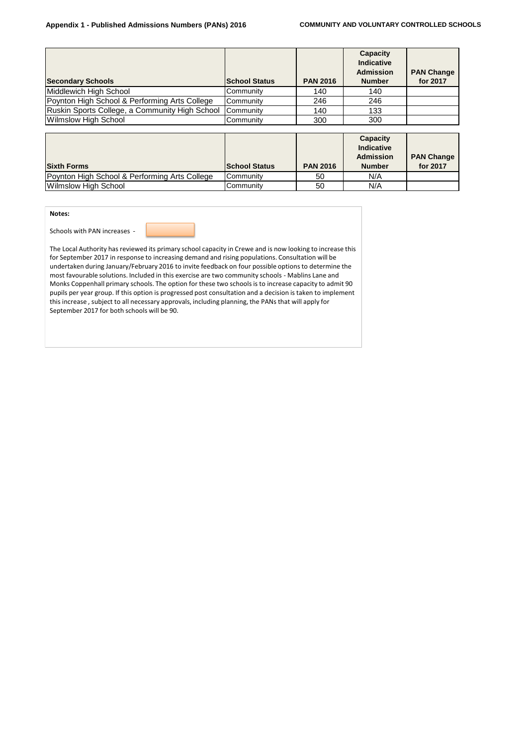**Appendix 1 - Published Admissions Numbers (PANs) 2016**

**COMMUNITY AND VOLUNTARY CONTROLLED SCHOOLS**

| Secondary Schools | School Status | PAN 2016 | Capacity Indicative Admission Number | PAN Change for 2017 |
|---|---|---|---|---|
| Middlewich High School | Community | 140 | 140 | |
| Poynton High School & Performing Arts College | Community | 246 | 246 | |
| Ruskin Sports College, a Community High School | Community | 140 | 133 | |
| Wilmslow High School | Community | 300 | 300 | |

| Sixth Forms | School Status | PAN 2016 | Capacity Indicative Admission Number | PAN Change for 2017 |
|---|---|---|---|---|
| Poynton High School & Performing Arts College | Community | 50 | N/A | |
| Wilmslow High School | Community | 50 | N/A | |

**Notes:**

Schools with PAN increases -

The Local Authority has reviewed its primary school capacity in Crewe and is now looking to increase this for September 2017 in response to increasing demand and rising populations. Consultation will be undertaken during January/February 2016 to invite feedback on four possible options to determine the most favourable solutions. Included in this exercise are two community schools - Mablins Lane and Monks Coppenhall primary schools. The option for these two schools is to increase capacity to admit 90 pupils per year group. If this option is progressed post consultation and a decision is taken to implement this increase , subject to all necessary approvals, including planning, the PANs that will apply for September 2017 for both schools will be 90.